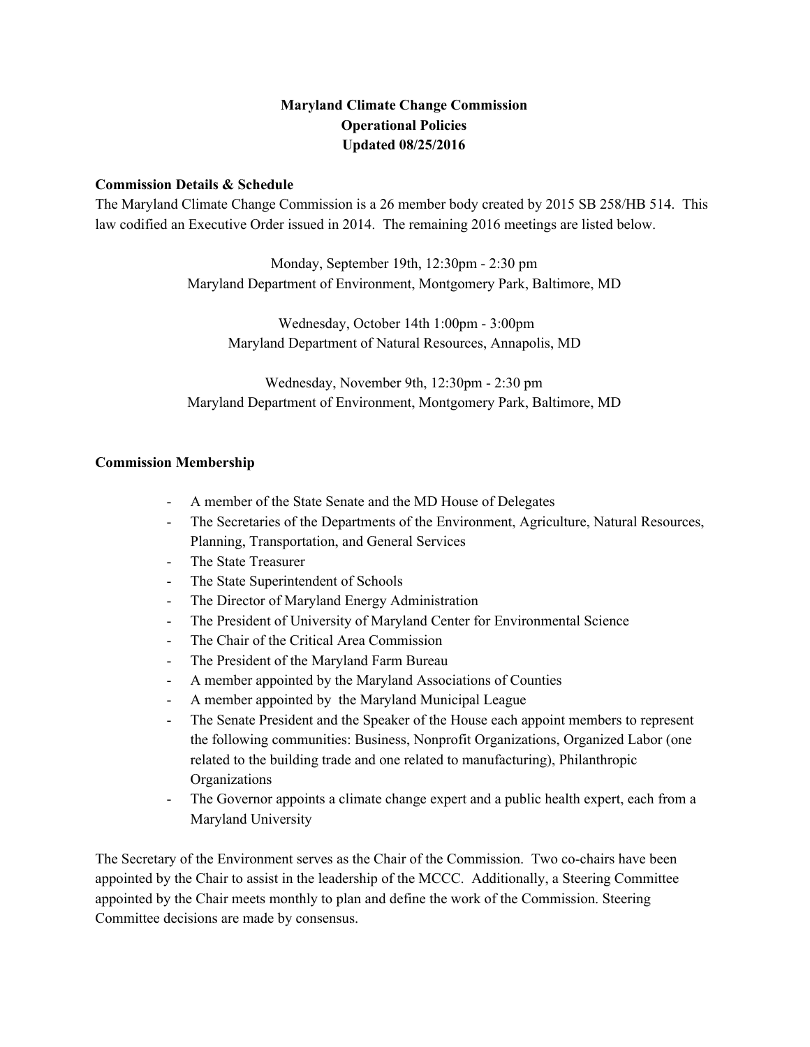**Maryland Climate Change Commission**
**Operational Policies**
**Updated 08/25/2016**

**Commission Details & Schedule**

The Maryland Climate Change Commission is a 26 member body created by 2015 SB 258/HB 514. This law codified an Executive Order issued in 2014. The remaining 2016 meetings are listed below.

Monday, September 19th, 12:30pm - 2:30 pm
Maryland Department of Environment, Montgomery Park, Baltimore, MD

Wednesday, October 14th 1:00pm - 3:00pm
Maryland Department of Natural Resources, Annapolis, MD

Wednesday, November 9th, 12:30pm - 2:30 pm
Maryland Department of Environment, Montgomery Park, Baltimore, MD

**Commission Membership**

- A member of the State Senate and the MD House of Delegates
- The Secretaries of the Departments of the Environment, Agriculture, Natural Resources, Planning, Transportation, and General Services
- The State Treasurer
- The State Superintendent of Schools
- The Director of Maryland Energy Administration
- The President of University of Maryland Center for Environmental Science
- The Chair of the Critical Area Commission
- The President of the Maryland Farm Bureau
- A member appointed by the Maryland Associations of Counties
- A member appointed by the Maryland Municipal League
- The Senate President and the Speaker of the House each appoint members to represent the following communities: Business, Nonprofit Organizations, Organized Labor (one related to the building trade and one related to manufacturing), Philanthropic Organizations
- The Governor appoints a climate change expert and a public health expert, each from a Maryland University

The Secretary of the Environment serves as the Chair of the Commission. Two co-chairs have been appointed by the Chair to assist in the leadership of the MCCC. Additionally, a Steering Committee appointed by the Chair meets monthly to plan and define the work of the Commission. Steering Committee decisions are made by consensus.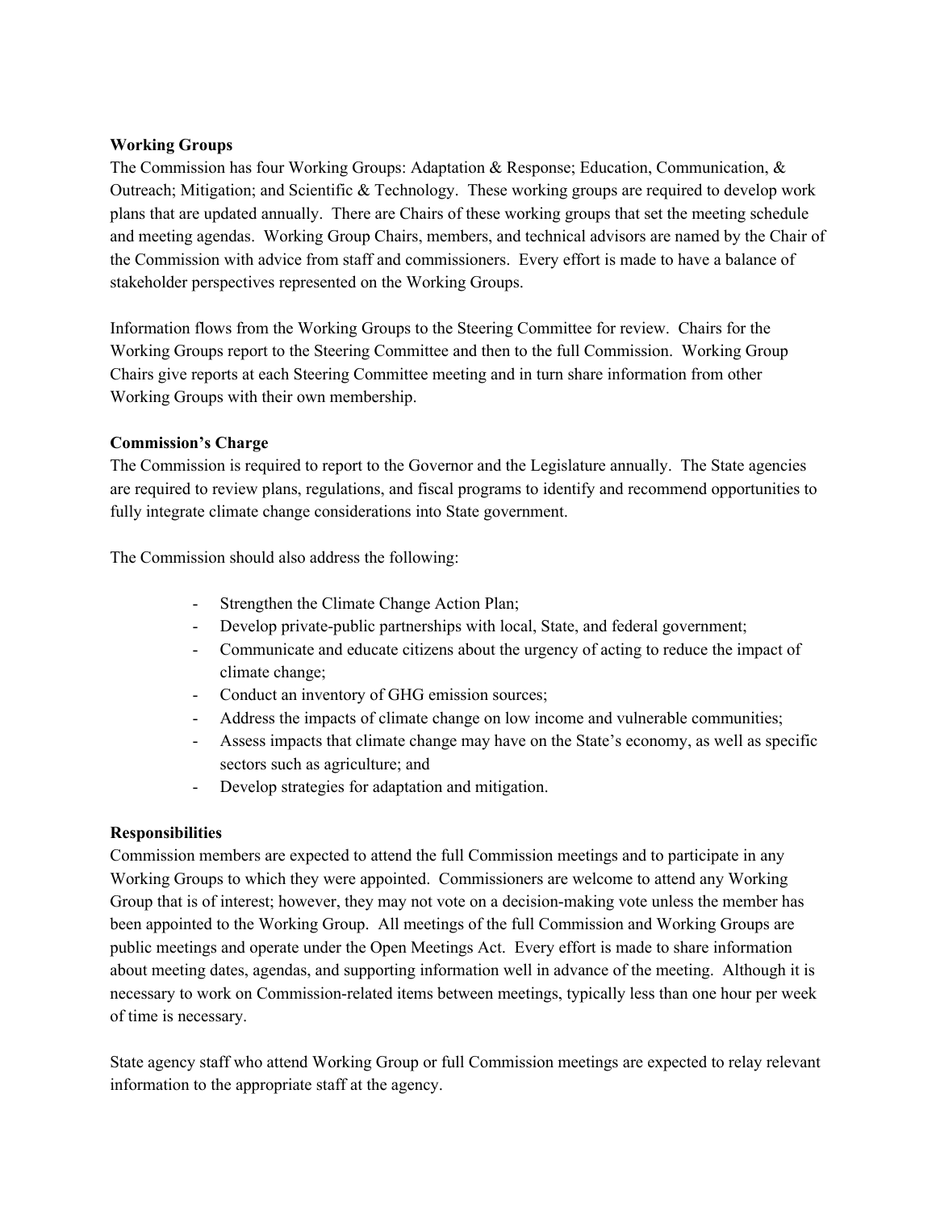**Working Groups**

The Commission has four Working Groups: Adaptation & Response; Education, Communication, & Outreach; Mitigation; and Scientific & Technology. These working groups are required to develop work plans that are updated annually. There are Chairs of these working groups that set the meeting schedule and meeting agendas. Working Group Chairs, members, and technical advisors are named by the Chair of the Commission with advice from staff and commissioners. Every effort is made to have a balance of stakeholder perspectives represented on the Working Groups.

Information flows from the Working Groups to the Steering Committee for review. Chairs for the Working Groups report to the Steering Committee and then to the full Commission. Working Group Chairs give reports at each Steering Committee meeting and in turn share information from other Working Groups with their own membership.

**Commission's Charge**

The Commission is required to report to the Governor and the Legislature annually. The State agencies are required to review plans, regulations, and fiscal programs to identify and recommend opportunities to fully integrate climate change considerations into State government.

The Commission should also address the following:

- Strengthen the Climate Change Action Plan;
- Develop private-public partnerships with local, State, and federal government;
- Communicate and educate citizens about the urgency of acting to reduce the impact of climate change;
- Conduct an inventory of GHG emission sources;
- Address the impacts of climate change on low income and vulnerable communities;
- Assess impacts that climate change may have on the State's economy, as well as specific sectors such as agriculture; and
- Develop strategies for adaptation and mitigation.

**Responsibilities**

Commission members are expected to attend the full Commission meetings and to participate in any Working Groups to which they were appointed. Commissioners are welcome to attend any Working Group that is of interest; however, they may not vote on a decision-making vote unless the member has been appointed to the Working Group. All meetings of the full Commission and Working Groups are public meetings and operate under the Open Meetings Act. Every effort is made to share information about meeting dates, agendas, and supporting information well in advance of the meeting. Although it is necessary to work on Commission-related items between meetings, typically less than one hour per week of time is necessary.

State agency staff who attend Working Group or full Commission meetings are expected to relay relevant information to the appropriate staff at the agency.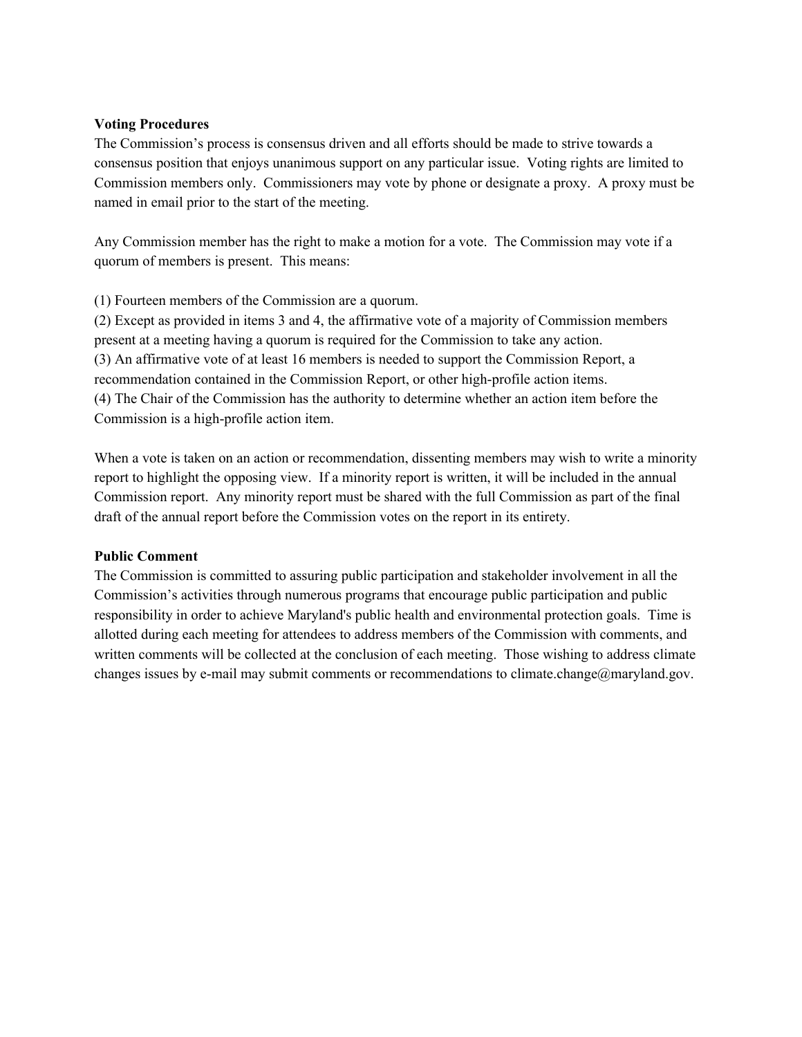**Voting Procedures**

The Commission's process is consensus driven and all efforts should be made to strive towards a consensus position that enjoys unanimous support on any particular issue. Voting rights are limited to Commission members only. Commissioners may vote by phone or designate a proxy. A proxy must be named in email prior to the start of the meeting.

Any Commission member has the right to make a motion for a vote. The Commission may vote if a quorum of members is present. This means:

(1) Fourteen members of the Commission are a quorum.
(2) Except as provided in items 3 and 4, the affirmative vote of a majority of Commission members present at a meeting having a quorum is required for the Commission to take any action.
(3) An affirmative vote of at least 16 members is needed to support the Commission Report, a recommendation contained in the Commission Report, or other high-profile action items.
(4) The Chair of the Commission has the authority to determine whether an action item before the Commission is a high-profile action item.

When a vote is taken on an action or recommendation, dissenting members may wish to write a minority report to highlight the opposing view. If a minority report is written, it will be included in the annual Commission report. Any minority report must be shared with the full Commission as part of the final draft of the annual report before the Commission votes on the report in its entirety.

**Public Comment**

The Commission is committed to assuring public participation and stakeholder involvement in all the Commission's activities through numerous programs that encourage public participation and public responsibility in order to achieve Maryland's public health and environmental protection goals. Time is allotted during each meeting for attendees to address members of the Commission with comments, and written comments will be collected at the conclusion of each meeting. Those wishing to address climate changes issues by e-mail may submit comments or recommendations to climate.change@maryland.gov.